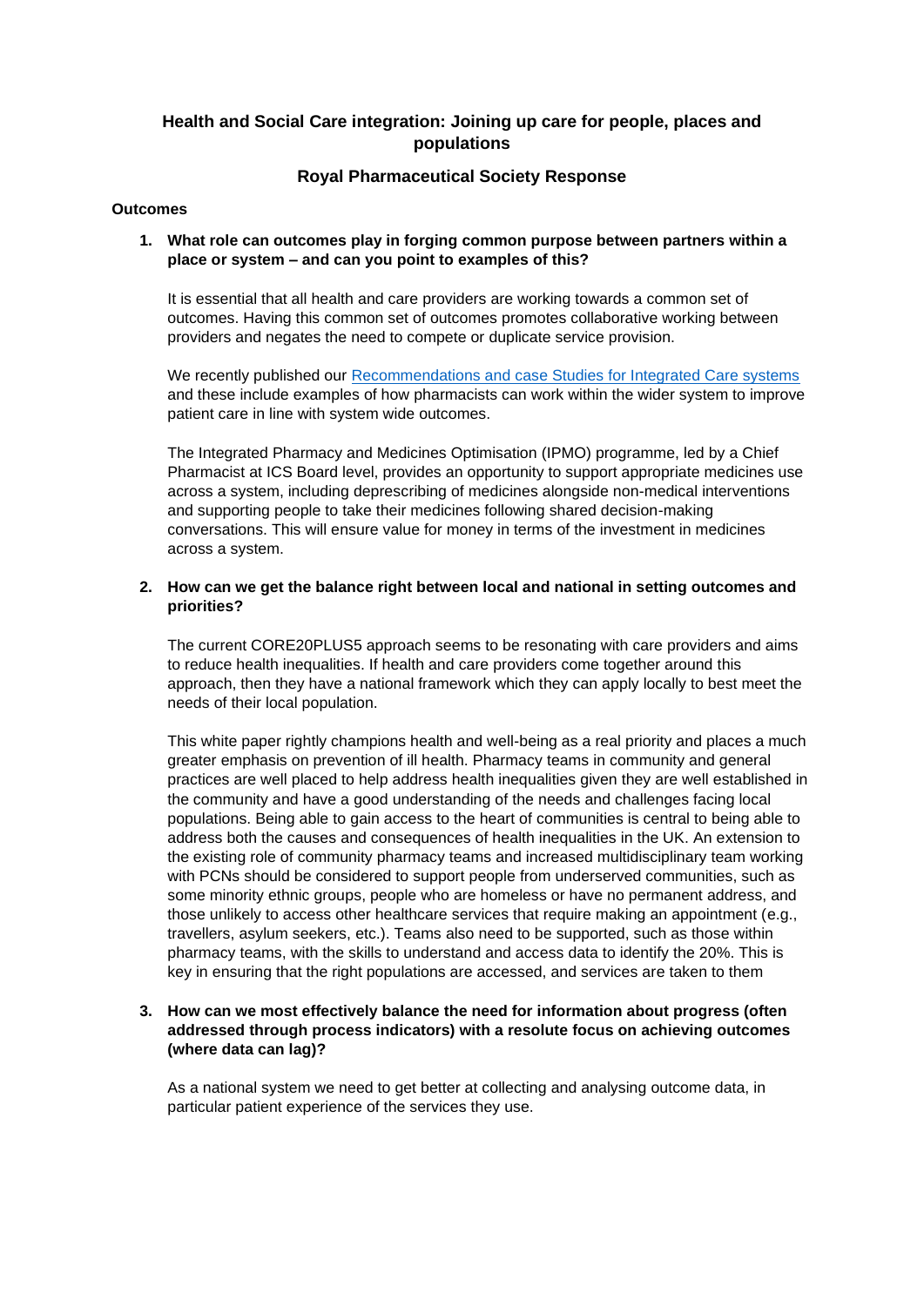# Health and Social Care integration: Joining up care for people, places and populations

## Royal Pharmaceutical Society Response

### Outcomes

1. **What role can outcomes play in forging common purpose between partners within a place or system – and can you point to examples of this?**

   It is essential that all health and care providers are working towards a common set of outcomes. Having this common set of outcomes promotes collaborative working between providers and negates the need to compete or duplicate service provision.

   We recently published our [Recommendations and case Studies for Integrated Care systems] and these include examples of how pharmacists can work within the wider system to improve patient care in line with system wide outcomes.

   The Integrated Pharmacy and Medicines Optimisation (IPMO) programme, led by a Chief Pharmacist at ICS Board level, provides an opportunity to support appropriate medicines use across a system, including deprescribing of medicines alongside non-medical interventions and supporting people to take their medicines following shared decision-making conversations. This will ensure value for money in terms of the investment in medicines across a system.

2. **How can we get the balance right between local and national in setting outcomes and priorities?**

   The current CORE20PLUS5 approach seems to be resonating with care providers and aims to reduce health inequalities. If health and care providers come together around this approach, then they have a national framework which they can apply locally to best meet the needs of their local population.

   This white paper rightly champions health and well-being as a real priority and places a much greater emphasis on prevention of ill health. Pharmacy teams in community and general practices are well placed to help address health inequalities given they are well established in the community and have a good understanding of the needs and challenges facing local populations. Being able to gain access to the heart of communities is central to being able to address both the causes and consequences of health inequalities in the UK. An extension to the existing role of community pharmacy teams and increased multidisciplinary team working with PCNs should be considered to support people from underserved communities, such as some minority ethnic groups, people who are homeless or have no permanent address, and those unlikely to access other healthcare services that require making an appointment (e.g., travellers, asylum seekers, etc.). Teams also need to be supported, such as those within pharmacy teams, with the skills to understand and access data to identify the 20%. This is key in ensuring that the right populations are accessed, and services are taken to them

3. **How can we most effectively balance the need for information about progress (often addressed through process indicators) with a resolute focus on achieving outcomes (where data can lag)?**

   As a national system we need to get better at collecting and analysing outcome data, in particular patient experience of the services they use.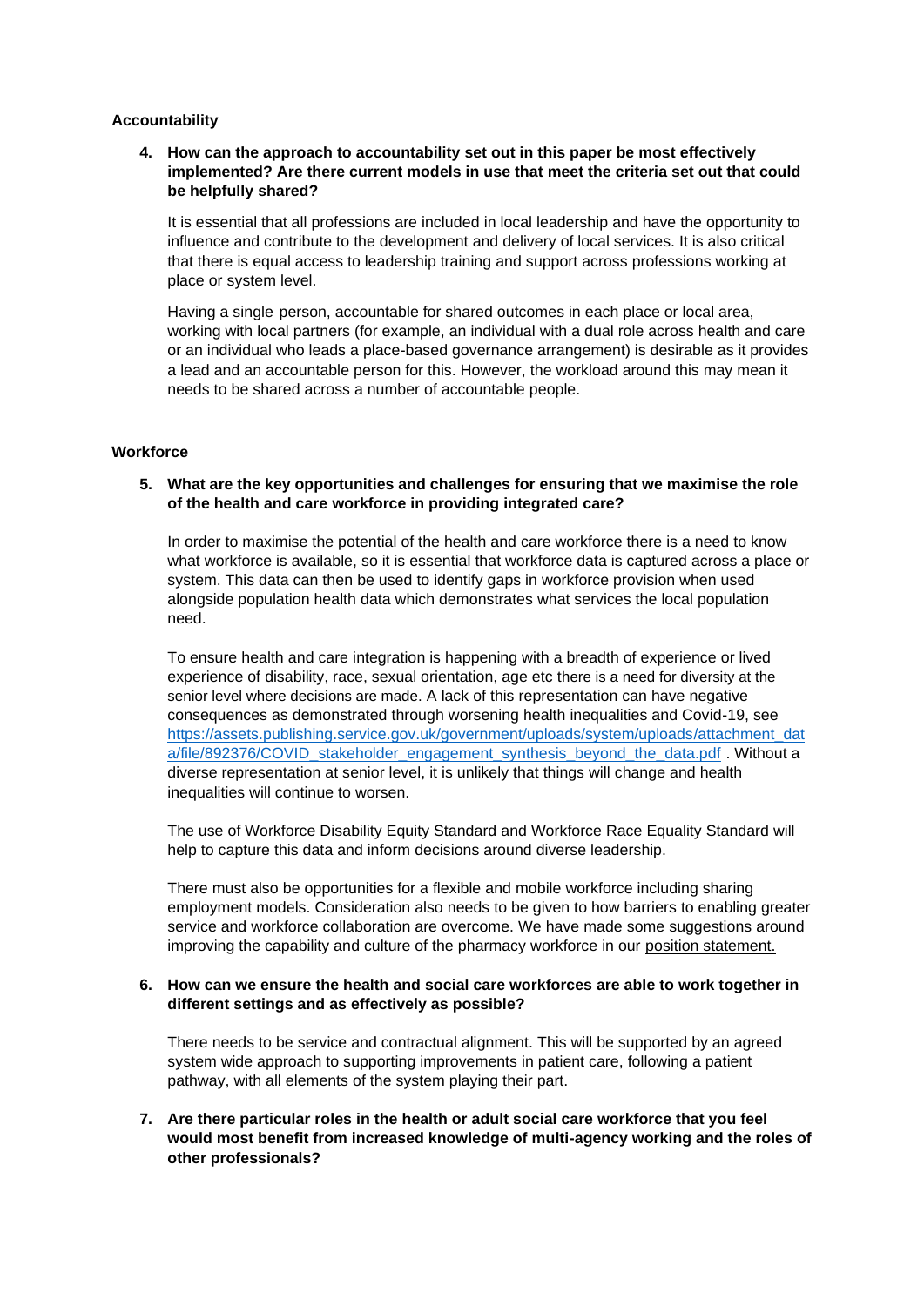## Accountability

4. **How can the approach to accountability set out in this paper be most effectively implemented? Are there current models in use that meet the criteria set out that could be helpfully shared?**

   It is essential that all professions are included in local leadership and have the opportunity to influence and contribute to the development and delivery of local services. It is also critical that there is equal access to leadership training and support across professions working at place or system level.

   Having a single person, accountable for shared outcomes in each place or local area, working with local partners (for example, an individual with a dual role across health and care or an individual who leads a place-based governance arrangement) is desirable as it provides a lead and an accountable person for this. However, the workload around this may mean it needs to be shared across a number of accountable people.

## Workforce

5. **What are the key opportunities and challenges for ensuring that we maximise the role of the health and care workforce in providing integrated care?**

   In order to maximise the potential of the health and care workforce there is a need to know what workforce is available, so it is essential that workforce data is captured across a place or system. This data can then be used to identify gaps in workforce provision when used alongside population health data which demonstrates what services the local population need.

   To ensure health and care integration is happening with a breadth of experience or lived experience of disability, race, sexual orientation, age etc there is a need for diversity at the senior level where decisions are made. A lack of this representation can have negative consequences as demonstrated through worsening health inequalities and Covid-19, see https://assets.publishing.service.gov.uk/government/uploads/system/uploads/attachment_data/file/892376/COVID_stakeholder_engagement_synthesis_beyond_the_data.pdf . Without a diverse representation at senior level, it is unlikely that things will change and health inequalities will continue to worsen.

   The use of Workforce Disability Equity Standard and Workforce Race Equality Standard will help to capture this data and inform decisions around diverse leadership.

   There must also be opportunities for a flexible and mobile workforce including sharing employment models. Consideration also needs to be given to how barriers to enabling greater service and workforce collaboration are overcome. We have made some suggestions around improving the capability and culture of the pharmacy workforce in our position statement.

6. **How can we ensure the health and social care workforces are able to work together in different settings and as effectively as possible?**

   There needs to be service and contractual alignment. This will be supported by an agreed system wide approach to supporting improvements in patient care, following a patient pathway, with all elements of the system playing their part.

7. **Are there particular roles in the health or adult social care workforce that you feel would most benefit from increased knowledge of multi-agency working and the roles of other professionals?**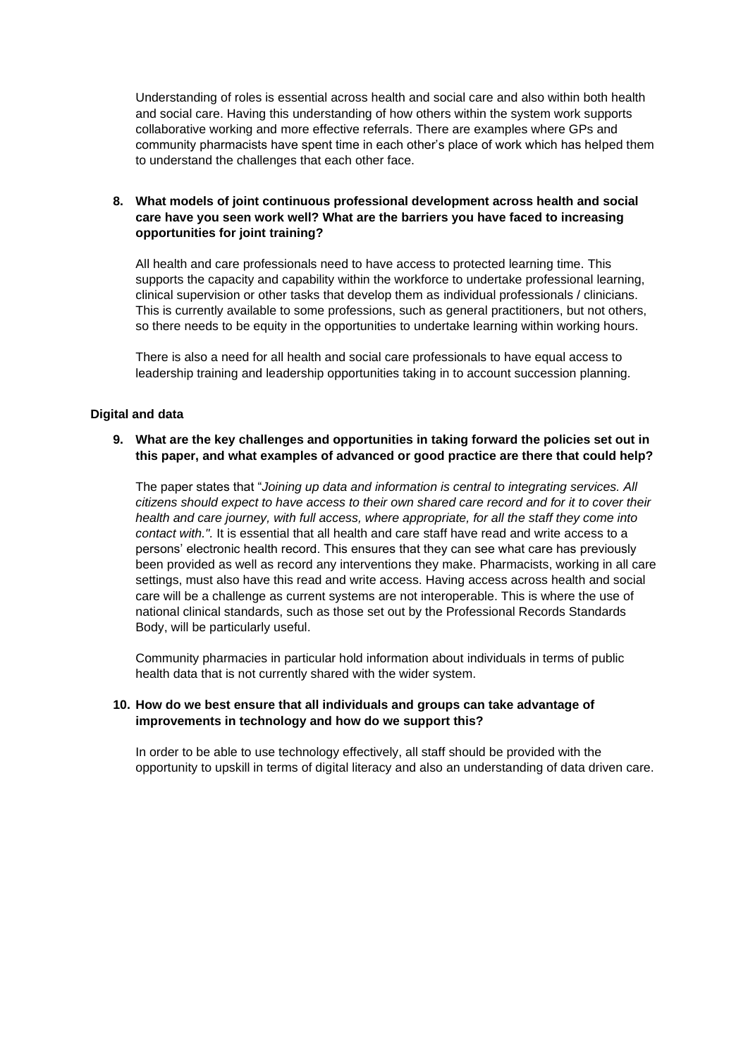Understanding of roles is essential across health and social care and also within both health and social care. Having this understanding of how others within the system work supports collaborative working and more effective referrals. There are examples where GPs and community pharmacists have spent time in each other's place of work which has helped them to understand the challenges that each other face.

**8. What models of joint continuous professional development across health and social care have you seen work well? What are the barriers you have faced to increasing opportunities for joint training?**

All health and care professionals need to have access to protected learning time. This supports the capacity and capability within the workforce to undertake professional learning, clinical supervision or other tasks that develop them as individual professionals / clinicians. This is currently available to some professions, such as general practitioners, but not others, so there needs to be equity in the opportunities to undertake learning within working hours.

There is also a need for all health and social care professionals to have equal access to leadership training and leadership opportunities taking in to account succession planning.

**Digital and data**

**9. What are the key challenges and opportunities in taking forward the policies set out in this paper, and what examples of advanced or good practice are there that could help?**

The paper states that "*Joining up data and information is central to integrating services. All citizens should expect to have access to their own shared care record and for it to cover their health and care journey, with full access, where appropriate, for all the staff they come into contact with.".* It is essential that all health and care staff have read and write access to a persons' electronic health record. This ensures that they can see what care has previously been provided as well as record any interventions they make. Pharmacists, working in all care settings, must also have this read and write access. Having access across health and social care will be a challenge as current systems are not interoperable. This is where the use of national clinical standards, such as those set out by the Professional Records Standards Body, will be particularly useful.

Community pharmacies in particular hold information about individuals in terms of public health data that is not currently shared with the wider system.

**10. How do we best ensure that all individuals and groups can take advantage of improvements in technology and how do we support this?**

In order to be able to use technology effectively, all staff should be provided with the opportunity to upskill in terms of digital literacy and also an understanding of data driven care.